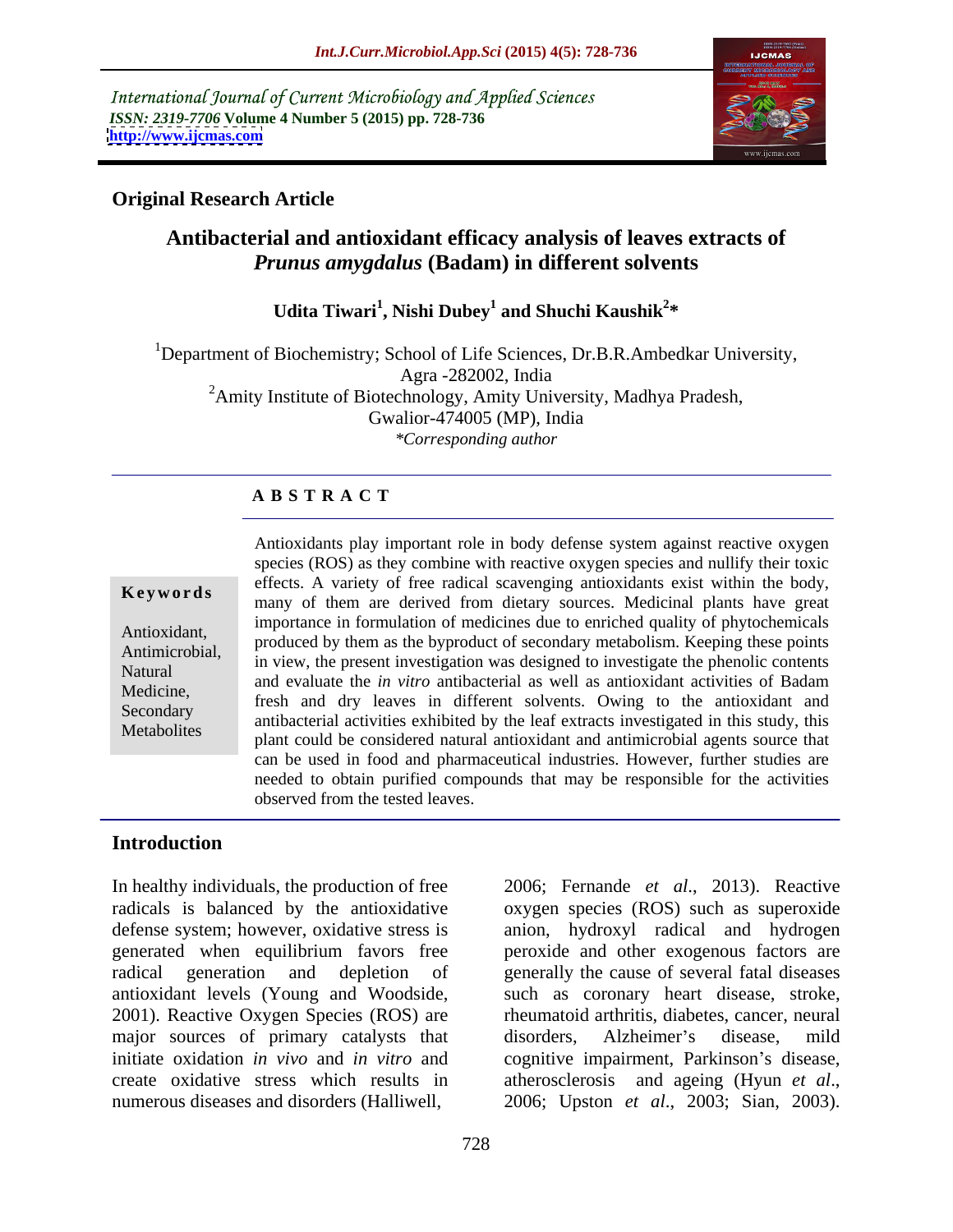International Journal of Current Microbiology and Applied Sciences
*ISSN: 2319-7706* **Volume 4 Number 5 (2015) pp. 728-736**
**http://www.ijcmas.com**

**Original Research Article**

# Antibacterial and antioxidant efficacy analysis of leaves extracts of *Prunus amygdalus* (Badam) in different solvents

**Udita Tiwari[1], Nishi Dubey[1] and Shuchi Kaushik[2]***

[1]Department of Biochemistry; School of Life Sciences, Dr.B.R.Ambedkar University, Agra -282002, India
[2]Amity Institute of Biotechnology, Amity University, Madhya Pradesh, Gwalior-474005 (MP), India
*\*Corresponding author*

## A B S T R A C T

**Keywords**

Antioxidant, Antimicrobial, Natural Medicine, Secondary Metabolites

Antioxidants play important role in body defense system against reactive oxygen species (ROS) as they combine with reactive oxygen species and nullify their toxic effects. A variety of free radical scavenging antioxidants exist within the body, many of them are derived from dietary sources. Medicinal plants have great importance in formulation of medicines due to enriched quality of phytochemicals produced by them as the byproduct of secondary metabolism. Keeping these points in view, the present investigation was designed to investigate the phenolic contents and evaluate the *in vitro* antibacterial as well as antioxidant activities of Badam fresh and dry leaves in different solvents. Owing to the antioxidant and antibacterial activities exhibited by the leaf extracts investigated in this study, this plant could be considered natural antioxidant and antimicrobial agents source that can be used in food and pharmaceutical industries. However, further studies are needed to obtain purified compounds that may be responsible for the activities observed from the tested leaves.

## Introduction

In healthy individuals, the production of free radicals is balanced by the antioxidative defense system; however, oxidative stress is generated when equilibrium favors free radical generation and depletion of antioxidant levels (Young and Woodside, 2001). Reactive Oxygen Species (ROS) are major sources of primary catalysts that initiate oxidation *in vivo* and *in vitro* and create oxidative stress which results in numerous diseases and disorders (Halliwell, 2006; Fernande *et al*., 2013). Reactive oxygen species (ROS) such as superoxide anion, hydroxyl radical and hydrogen peroxide and other exogenous factors are generally the cause of several fatal diseases such as coronary heart disease, stroke, rheumatoid arthritis, diabetes, cancer, neural disorders, Alzheimer's disease, mild cognitive impairment, Parkinson's disease, atherosclerosis and ageing (Hyun *et al*., 2006; Upston *et al*., 2003; Sian, 2003).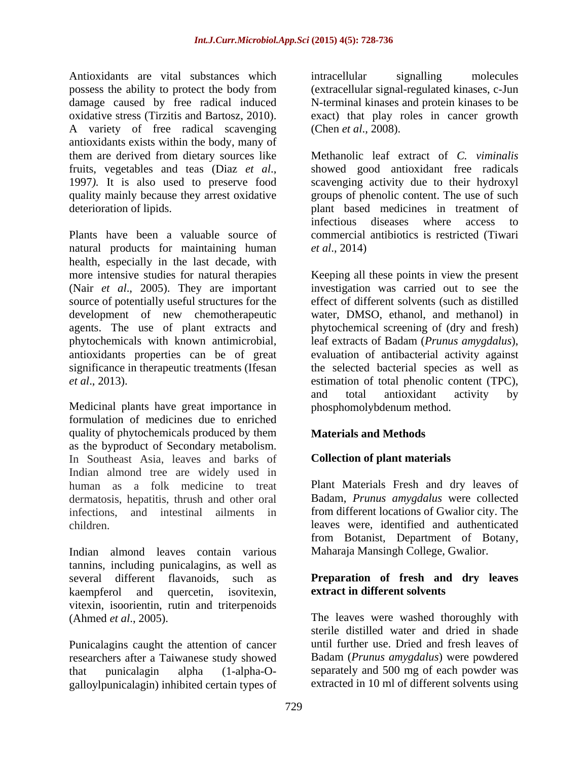Antioxidants are vital substances which possess the ability to protect the body from damage caused by free radical induced oxidative stress (Tirzitis and Bartosz, 2010). A variety of free radical scavenging antioxidants exists within the body, many of them are derived from dietary sources like fruits, vegetables and teas (Diaz *et al*., 1997*)*. It is also used to preserve food quality mainly because they arrest oxidative deterioration of lipids.

Plants have been a valuable source of natural products for maintaining human health, especially in the last decade, with more intensive studies for natural therapies (Nair *et al*., 2005). They are important source of potentially useful structures for the development of new chemotherapeutic agents. The use of plant extracts and phytochemicals with known antimicrobial, antioxidants properties can be of great significance in therapeutic treatments (Ifesan *et al*., 2013).

Medicinal plants have great importance in formulation of medicines due to enriched quality of phytochemicals produced by them as the byproduct of Secondary metabolism. In Southeast Asia, leaves and barks of Indian almond tree are widely used in human as a folk medicine to treat dermatosis, hepatitis, thrush and other oral infections, and intestinal ailments in children.

Indian almond leaves contain various tannins, including punicalagins, as well as several different flavanoids, such as kaempferol and quercetin, isovitexin, vitexin, isoorientin, rutin and triterpenoids (Ahmed *et al*., 2005).

Punicalagins caught the attention of cancer researchers after a Taiwanese study showed that punicalagin alpha (1-alpha-O-galloylpunicalagin) inhibited certain types of intracellular signalling molecules (extracellular signal-regulated kinases, c-Jun N-terminal kinases and protein kinases to be exact) that play roles in cancer growth (Chen *et al*., 2008).

Methanolic leaf extract of *C. viminalis* showed good antioxidant free radicals scavenging activity due to their hydroxyl groups of phenolic content. The use of such plant based medicines in treatment of infectious diseases where access to commercial antibiotics is restricted (Tiwari *et al*., 2014)

Keeping all these points in view the present investigation was carried out to see the effect of different solvents (such as distilled water, DMSO, ethanol, and methanol) in phytochemical screening of (dry and fresh) leaf extracts of Badam (*Prunus amygdalus*), evaluation of antibacterial activity against the selected bacterial species as well as estimation of total phenolic content (TPC), and total antioxidant activity by phosphomolybdenum method.

## Materials and Methods

### Collection of plant materials

Plant Materials Fresh and dry leaves of Badam, *Prunus amygdalus* were collected from different locations of Gwalior city. The leaves were, identified and authenticated from Botanist, Department of Botany, Maharaja Mansingh College, Gwalior.

### Preparation of fresh and dry leaves extract in different solvents

The leaves were washed thoroughly with sterile distilled water and dried in shade until further use. Dried and fresh leaves of Badam (*Prunus amygdalus*) were powdered separately and 500 mg of each powder was extracted in 10 ml of different solvents using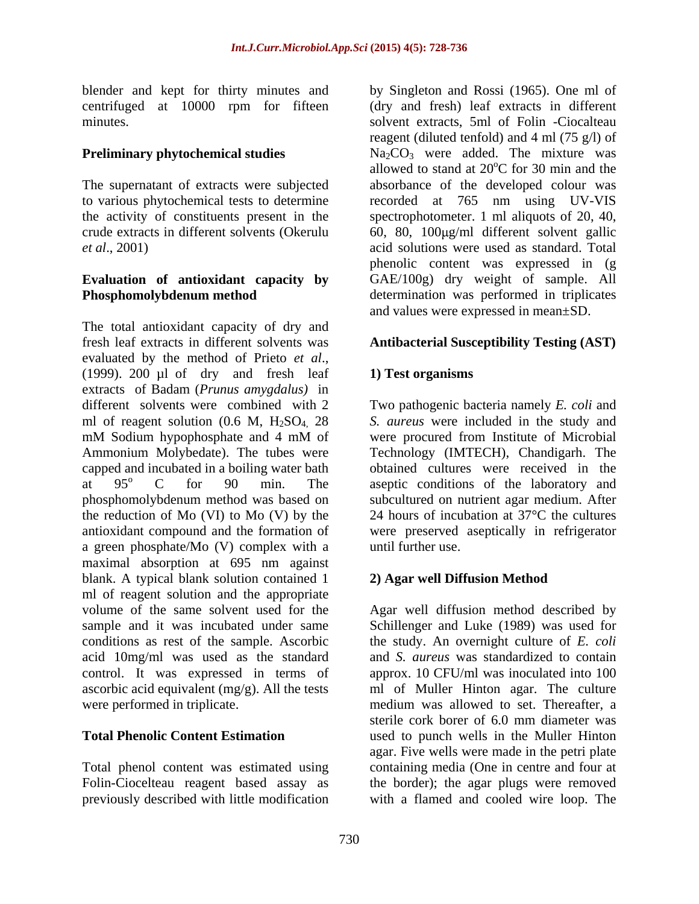blender and kept for thirty minutes and centrifuged at 10000 rpm for fifteen minutes.

**Preliminary phytochemical studies**

The supernatant of extracts were subjected to various phytochemical tests to determine the activity of constituents present in the crude extracts in different solvents (Okerulu *et al*., 2001)

**Evaluation of antioxidant capacity by Phosphomolybdenum method**

The total antioxidant capacity of dry and fresh leaf extracts in different solvents was evaluated by the method of Prieto *et al*., (1999). 200 µl of dry and fresh leaf extracts of Badam (*Prunus amygdalus)* in different solvents were combined with 2 ml of reagent solution (0.6 M, $H_2SO_4$, 28 mM Sodium hypophosphate and 4 mM of Ammonium Molybedate). The tubes were capped and incubated in a boiling water bath at $95^o$ C for 90 min. The phosphomolybdenum method was based on the reduction of Mo (VI) to Mo (V) by the antioxidant compound and the formation of a green phosphate/Mo (V) complex with a maximal absorption at 695 nm against blank. A typical blank solution contained 1 ml of reagent solution and the appropriate volume of the same solvent used for the sample and it was incubated under same conditions as rest of the sample. Ascorbic acid 10mg/ml was used as the standard control. It was expressed in terms of ascorbic acid equivalent (mg/g). All the tests were performed in triplicate.

**Total Phenolic Content Estimation**

Total phenol content was estimated using Folin-Ciocelteau reagent based assay as previously described with little modification by Singleton and Rossi (1965). One ml of (dry and fresh) leaf extracts in different solvent extracts, 5ml of Folin -Ciocalteau reagent (diluted tenfold) and 4 ml (75 g/l) of $Na_2CO_3$ were added. The mixture was allowed to stand at $20^oC$ for 30 min and the absorbance of the developed colour was recorded at 765 nm using UV-VIS spectrophotometer. 1 ml aliquots of 20, 40, 60, 80, 100µg/ml different solvent gallic acid solutions were used as standard. Total phenolic content was expressed in (g GAE/100g) dry weight of sample. All determination was performed in triplicates and values were expressed in mean±SD.

**Antibacterial Susceptibility Testing (AST)**

**1) Test organisms**

Two pathogenic bacteria namely *E. coli* and *S. aureus* were included in the study and were procured from Institute of Microbial Technology (IMTECH), Chandigarh. The obtained cultures were received in the aseptic conditions of the laboratory and subcultured on nutrient agar medium. After 24 hours of incubation at 37°C the cultures were preserved aseptically in refrigerator until further use.

**2) Agar well Diffusion Method**

Agar well diffusion method described by Schillenger and Luke (1989) was used for the study. An overnight culture of *E. coli* and *S. aureus* was standardized to contain approx. 10 CFU/ml was inoculated into 100 ml of Muller Hinton agar. The culture medium was allowed to set. Thereafter, a sterile cork borer of 6.0 mm diameter was used to punch wells in the Muller Hinton agar. Five wells were made in the petri plate containing media (One in centre and four at the border); the agar plugs were removed with a flamed and cooled wire loop. The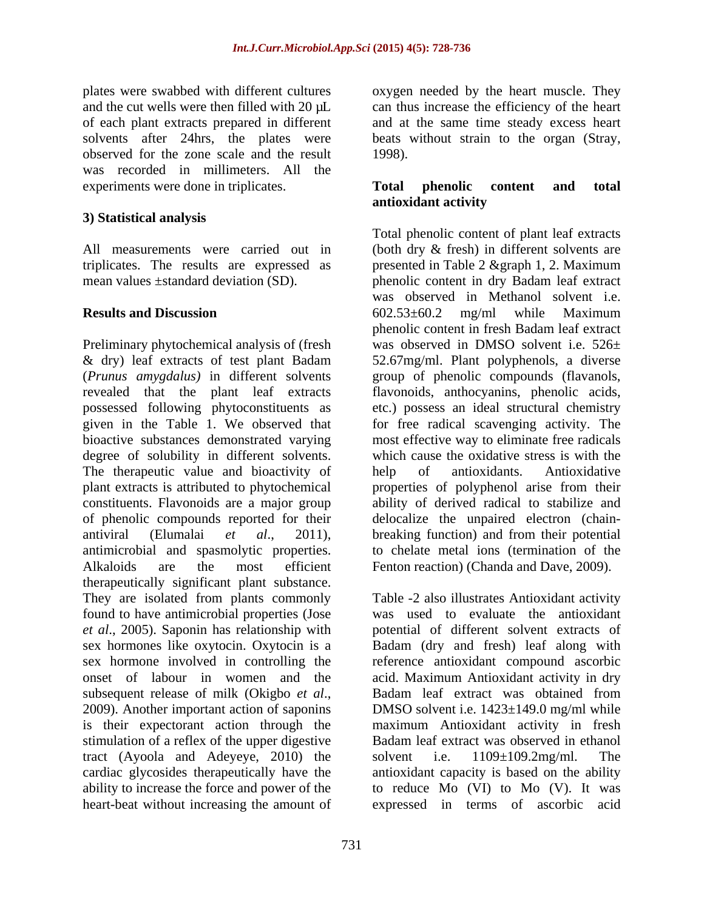plates were swabbed with different cultures and the cut wells were then filled with 20 µL of each plant extracts prepared in different solvents after 24hrs, the plates were observed for the zone scale and the result was recorded in millimeters. All the experiments were done in triplicates.

### 3) Statistical analysis

All measurements were carried out in triplicates. The results are expressed as mean values ±standard deviation (SD).

## Results and Discussion

Preliminary phytochemical analysis of (fresh & dry) leaf extracts of test plant Badam (*Prunus amygdalus)* in different solvents revealed that the plant leaf extracts possessed following phytoconstituents as given in the Table 1. We observed that bioactive substances demonstrated varying degree of solubility in different solvents. The therapeutic value and bioactivity of plant extracts is attributed to phytochemical constituents. Flavonoids are a major group of phenolic compounds reported for their antiviral (Elumalai *et al*., 2011), antimicrobial and spasmolytic properties. Alkaloids are the most efficient therapeutically significant plant substance. They are isolated from plants commonly found to have antimicrobial properties (Jose *et al*., 2005). Saponin has relationship with sex hormones like oxytocin. Oxytocin is a sex hormone involved in controlling the onset of labour in women and the subsequent release of milk (Okigbo *et al*., 2009). Another important action of saponins is their expectorant action through the stimulation of a reflex of the upper digestive tract (Ayoola and Adeyeye, 2010) the cardiac glycosides therapeutically have the ability to increase the force and power of the heart-beat without increasing the amount of oxygen needed by the heart muscle. They can thus increase the efficiency of the heart and at the same time steady excess heart beats without strain to the organ (Stray, 1998).

### Total phenolic content and total antioxidant activity

Total phenolic content of plant leaf extracts (both dry & fresh) in different solvents are presented in Table 2 &graph 1, 2. Maximum phenolic content in dry Badam leaf extract was observed in Methanol solvent i.e. 602.53±60.2 mg/ml while Maximum phenolic content in fresh Badam leaf extract was observed in DMSO solvent i.e. 526± 52.67mg/ml. Plant polyphenols, a diverse group of phenolic compounds (flavanols, flavonoids, anthocyanins, phenolic acids, etc.) possess an ideal structural chemistry for free radical scavenging activity. The most effective way to eliminate free radicals which cause the oxidative stress is with the help of antioxidants. Antioxidative properties of polyphenol arise from their ability of derived radical to stabilize and delocalize the unpaired electron (chain-breaking function) and from their potential to chelate metal ions (termination of the Fenton reaction) (Chanda and Dave, 2009).

Table -2 also illustrates Antioxidant activity was used to evaluate the antioxidant potential of different solvent extracts of Badam (dry and fresh) leaf along with reference antioxidant compound ascorbic acid. Maximum Antioxidant activity in dry Badam leaf extract was obtained from DMSO solvent i.e. 1423±149.0 mg/ml while maximum Antioxidant activity in fresh Badam leaf extract was observed in ethanol solvent i.e. 1109±109.2mg/ml. The antioxidant capacity is based on the ability to reduce Mo (VI) to Mo (V). It was expressed in terms of ascorbic acid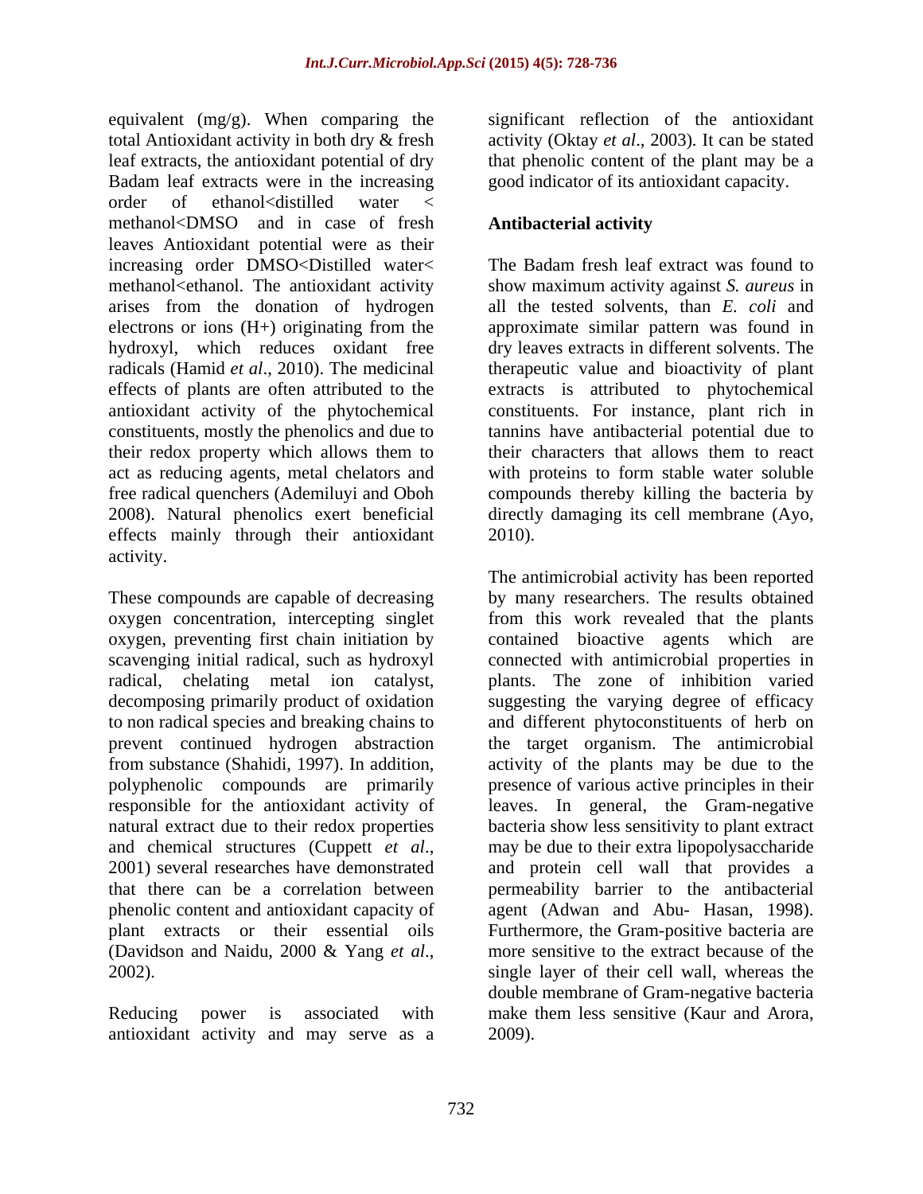equivalent (mg/g). When comparing the total Antioxidant activity in both dry & fresh leaf extracts, the antioxidant potential of dry Badam leaf extracts were in the increasing order of ethanol<distilled water < methanol<DMSO and in case of fresh leaves Antioxidant potential were as their increasing order DMSO<Distilled water< methanol<ethanol. The antioxidant activity arises from the donation of hydrogen electrons or ions (H+) originating from the hydroxyl, which reduces oxidant free radicals (Hamid *et al*., 2010). The medicinal effects of plants are often attributed to the antioxidant activity of the phytochemical constituents, mostly the phenolics and due to their redox property which allows them to act as reducing agents, metal chelators and free radical quenchers (Ademiluyi and Oboh 2008). Natural phenolics exert beneficial effects mainly through their antioxidant activity.

These compounds are capable of decreasing oxygen concentration, intercepting singlet oxygen, preventing first chain initiation by scavenging initial radical, such as hydroxyl radical, chelating metal ion catalyst, decomposing primarily product of oxidation to non radical species and breaking chains to prevent continued hydrogen abstraction from substance (Shahidi, 1997). In addition, polyphenolic compounds are primarily responsible for the antioxidant activity of natural extract due to their redox properties and chemical structures (Cuppett *et al*., 2001) several researches have demonstrated that there can be a correlation between phenolic content and antioxidant capacity of plant extracts or their essential oils (Davidson and Naidu, 2000 & Yang *et al*., 2002).

Reducing power is associated with antioxidant activity and may serve as a significant reflection of the antioxidant activity (Oktay *et al*., 2003). It can be stated that phenolic content of the plant may be a good indicator of its antioxidant capacity.

## Antibacterial activity

The Badam fresh leaf extract was found to show maximum activity against *S. aureus* in all the tested solvents, than *E. coli* and approximate similar pattern was found in dry leaves extracts in different solvents. The therapeutic value and bioactivity of plant extracts is attributed to phytochemical constituents. For instance, plant rich in tannins have antibacterial potential due to their characters that allows them to react with proteins to form stable water soluble compounds thereby killing the bacteria by directly damaging its cell membrane (Ayo, 2010).

The antimicrobial activity has been reported by many researchers. The results obtained from this work revealed that the plants contained bioactive agents which are connected with antimicrobial properties in plants. The zone of inhibition varied suggesting the varying degree of efficacy and different phytoconstituents of herb on the target organism. The antimicrobial activity of the plants may be due to the presence of various active principles in their leaves. In general, the Gram-negative bacteria show less sensitivity to plant extract may be due to their extra lipopolysaccharide and protein cell wall that provides a permeability barrier to the antibacterial agent (Adwan and Abu- Hasan, 1998). Furthermore, the Gram-positive bacteria are more sensitive to the extract because of the single layer of their cell wall, whereas the double membrane of Gram-negative bacteria make them less sensitive (Kaur and Arora, 2009).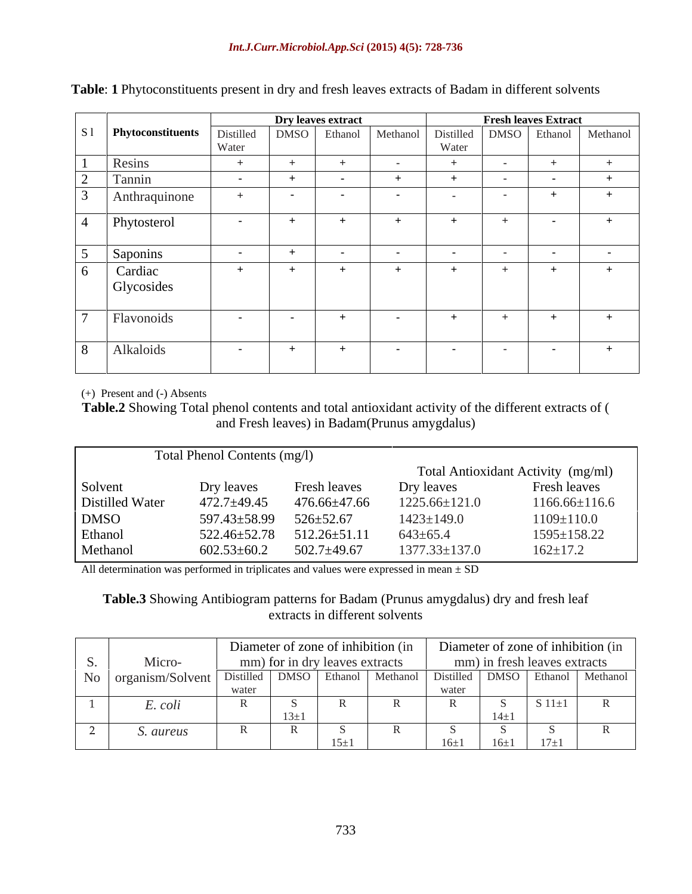**Table**: **1** Phytoconstituents present in dry and fresh leaves extracts of Badam in different solvents

| Sl | Phytoconstituents | Dry leaves extract | | | | Fresh leaves Extract | | | |
|---|---|---|---|---|---|---|---|---|---|
| | | Distilled Water | DMSO | Ethanol | Methanol | Distilled Water | DMSO | Ethanol | Methanol |
| 1 | Resins | + | + | + | - | + | - | + | + |
| 2 | Tannin | - | + | - | + | + | - | - | + |
| 3 | Anthraquinone | + | - | - | - | - | - | + | + |
| 4 | Phytosterol | - | + | + | + | + | + | - | + |
| 5 | Saponins | - | + | - | - | - | - | - | - |
| 6 | Cardiac Glycosides | + | + | + | + | + | + | + | + |
| 7 | Flavonoids | - | - | + | - | + | + | + | + |
| 8 | Alkaloids | - | + | + | - | - | - | - | + |

(+) Present and (-) Absents

**Table.2** Showing Total phenol contents and total antioxidant activity of the different extracts of ( and Fresh leaves) in Badam(Prunus amygdalus)

| | Total Phenol Contents (mg/l) | | Total Antioxidant Activity (mg/ml) | |
|---|---|---|---|---|
| Solvent | Dry leaves | Fresh leaves | Dry leaves | Fresh leaves |
| Distilled Water | 472.7±49.45 | 476.66±47.66 | 1225.66±121.0 | 1166.66±116.6 |
| DMSO | 597.43±58.99 | 526±52.67 | 1423±149.0 | 1109±110.0 |
| Ethanol | 522.46±52.78 | 512.26±51.11 | 643±65.4 | 1595±158.22 |
| Methanol | 602.53±60.2 | 502.7±49.67 | 1377.33±137.0 | 162±17.2 |

All determination was performed in triplicates and values were expressed in mean ± SD

**Table.3** Showing Antibiogram patterns for Badam (Prunus amygdalus) dry and fresh leaf extracts in different solvents

| S. No | Micro-organism/Solvent | Diameter of zone of inhibition (in mm) for in dry leaves extracts | | | | Diameter of zone of inhibition (in mm) in fresh leaves extracts | | | |
|---|---|---|---|---|---|---|---|---|---|
| | | Distilled water | DMSO | Ethanol | Methanol | Distilled water | DMSO | Ethanol | Methanol |
| 1 | *E. coli* | R | S 13±1 | R | R | R | S 14±1 | S 11±1 | R |
| 2 | *S. aureus* | R | R | S 15±1 | R | S 16±1 | S 16±1 | S 17±1 | R |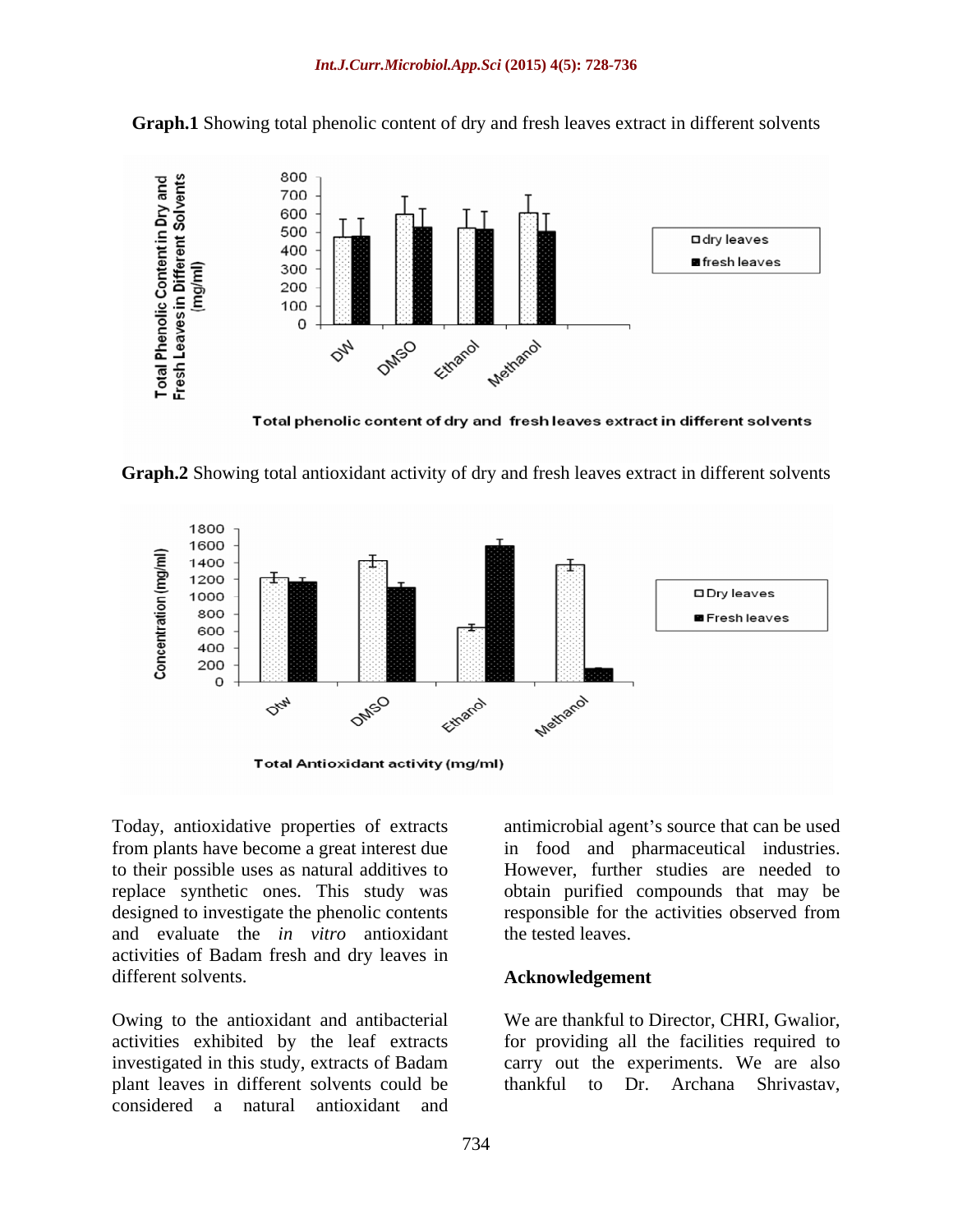**Graph.1** Showing total phenolic content of dry and fresh leaves extract in different solvents

**Graph.2** Showing total antioxidant activity of dry and fresh leaves extract in different solvents

Today, antioxidative properties of extracts from plants have become a great interest due to their possible uses as natural additives to replace synthetic ones. This study was designed to investigate the phenolic contents and evaluate the *in vitro* antioxidant activities of Badam fresh and dry leaves in different solvents.

Owing to the antioxidant and antibacterial activities exhibited by the leaf extracts investigated in this study, extracts of Badam plant leaves in different solvents could be considered a natural antioxidant and antimicrobial agent's source that can be used in food and pharmaceutical industries. However, further studies are needed to obtain purified compounds that may be responsible for the activities observed from the tested leaves.

## Acknowledgement

We are thankful to Director, CHRI, Gwalior, for providing all the facilities required to carry out the experiments. We are also thankful to Dr. Archana Shrivastav,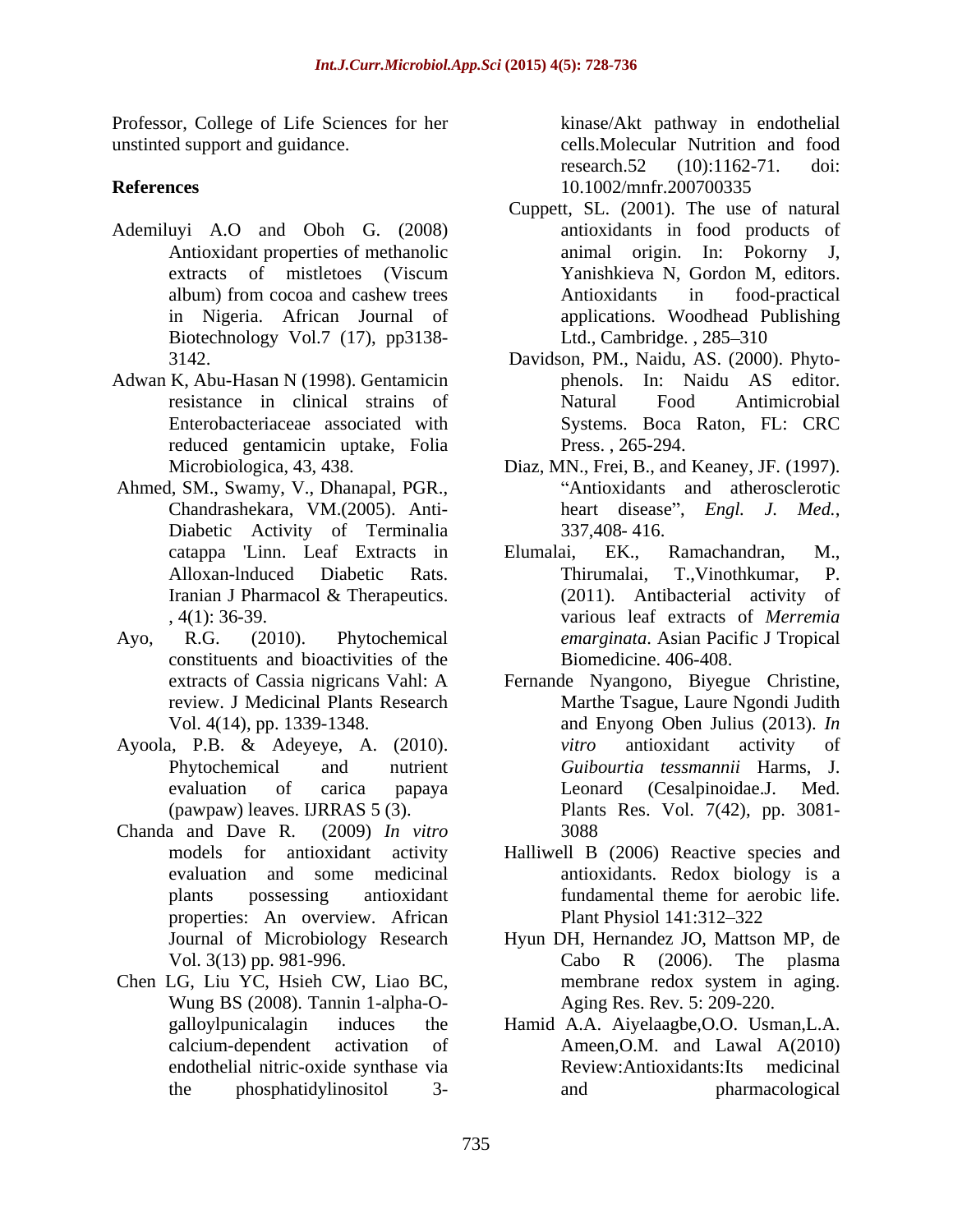Professor, College of Life Sciences for her unstinted support and guidance.

## References

Ademiluyi A.O and Oboh G. (2008) Antioxidant properties of methanolic extracts of mistletoes (Viscum album) from cocoa and cashew trees in Nigeria. African Journal of Biotechnology Vol.7 (17), pp3138-3142.

Adwan K, Abu-Hasan N (1998). Gentamicin resistance in clinical strains of Enterobacteriaceae associated with reduced gentamicin uptake, Folia Microbiologica, 43, 438.

Ahmed, SM., Swamy, V., Dhanapal, PGR., Chandrashekara, VM.(2005). Anti-Diabetic Activity of Terminalia catappa 'Linn. Leaf Extracts in Alloxan-lnduced Diabetic Rats. Iranian J Pharmacol & Therapeutics. , 4(1): 36-39.

Ayo, R.G. (2010). Phytochemical constituents and bioactivities of the extracts of Cassia nigricans Vahl: A review. J Medicinal Plants Research Vol. 4(14), pp. 1339-1348.

Ayoola, P.B. & Adeyeye, A. (2010). Phytochemical and nutrient evaluation of carica papaya (pawpaw) leaves. IJRRAS 5 (3).

Chanda and Dave R. (2009) *In vitro* models for antioxidant activity evaluation and some medicinal plants possessing antioxidant properties: An overview. African Journal of Microbiology Research Vol. 3(13) pp. 981-996.

Chen LG, Liu YC, Hsieh CW, Liao BC, Wung BS (2008). Tannin 1-alpha-O-galloylpunicalagin induces the calcium-dependent activation of endothelial nitric-oxide synthase via the phosphatidylinositol 3-kinase/Akt pathway in endothelial cells.Molecular Nutrition and food research.52 (10):1162-71. doi: 10.1002/mnfr.200700335

Cuppett, SL. (2001). The use of natural antioxidants in food products of animal origin. In: Pokorny J, Yanishkieva N, Gordon M, editors. Antioxidants in food-practical applications. Woodhead Publishing Ltd., Cambridge. , 285–310

Davidson, PM., Naidu, AS. (2000). Phyto-phenols. In: Naidu AS editor. Natural Food Antimicrobial Systems. Boca Raton, FL: CRC Press. , 265-294.

Diaz, MN., Frei, B., and Keaney, JF. (1997). "Antioxidants and atherosclerotic heart disease", *Engl. J. Med.*, 337,408- 416.

Elumalai, EK., Ramachandran, M., Thirumalai, T.,Vinothkumar, P. (2011). Antibacterial activity of various leaf extracts of *Merremia emarginata*. Asian Pacific J Tropical Biomedicine. 406-408.

Fernande Nyangono, Biyegue Christine, Marthe Tsague, Laure Ngondi Judith and Enyong Oben Julius (2013). *In vitro* antioxidant activity of *Guibourtia tessmannii* Harms, J. Leonard (Cesalpinoidae.J. Med. Plants Res. Vol. 7(42), pp. 3081-3088

Halliwell B (2006) Reactive species and antioxidants. Redox biology is a fundamental theme for aerobic life. Plant Physiol 141:312–322

Hyun DH, Hernandez JO, Mattson MP, de Cabo R (2006). The plasma membrane redox system in aging. Aging Res. Rev. 5: 209-220.

Hamid A.A. Aiyelaagbe,O.O. Usman,L.A. Ameen,O.M. and Lawal A(2010) Review:Antioxidants:Its medicinal and pharmacological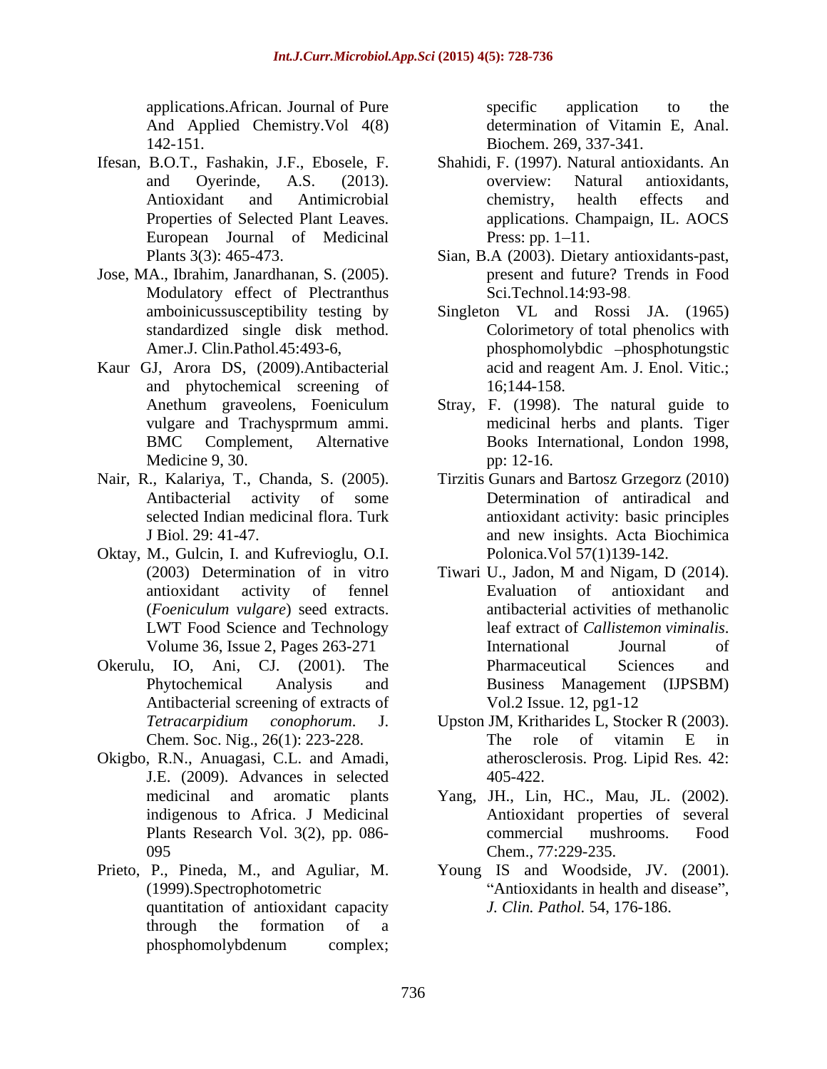applications.African. Journal of Pure And Applied Chemistry.Vol 4(8) 142-151.

Ifesan, B.O.T., Fashakin, J.F., Ebosele, F. and Oyerinde, A.S. (2013). Antioxidant and Antimicrobial Properties of Selected Plant Leaves. European Journal of Medicinal Plants 3(3): 465-473.

Jose, MA., Ibrahim, Janardhanan, S. (2005). Modulatory effect of Plectranthus amboinicussusceptibility testing by standardized single disk method. Amer.J. Clin.Pathol.45:493-6,

Kaur GJ, Arora DS, (2009).Antibacterial and phytochemical screening of Anethum graveolens, Foeniculum vulgare and Trachysprmum ammi. BMC Complement, Alternative Medicine 9, 30.

Nair, R., Kalariya, T., Chanda, S. (2005). Antibacterial activity of some selected Indian medicinal flora. Turk J Biol. 29: 41-47.

Oktay, M., Gulcin, I. and Kufrevioglu, O.I. (2003) Determination of in vitro antioxidant activity of fennel (*Foeniculum vulgare*) seed extracts. LWT Food Science and Technology Volume 36, Issue 2, Pages 263-271

Okerulu, IO, Ani, CJ. (2001). The Phytochemical Analysis and Antibacterial screening of extracts of *Tetracarpidium conophorum*. J. Chem. Soc. Nig., 26(1): 223-228.

Okigbo, R.N., Anuagasi, C.L. and Amadi, J.E. (2009). Advances in selected medicinal and aromatic plants indigenous to Africa. J Medicinal Plants Research Vol. 3(2), pp. 086-095

Prieto, P., Pineda, M., and Aguliar, M. (1999).Spectrophotometric quantitation of antioxidant capacity through the formation of a phosphomolybdenum complex; specific application to the determination of Vitamin E, Anal. Biochem. 269, 337-341.

Shahidi, F. (1997). Natural antioxidants. An overview: Natural antioxidants, chemistry, health effects and applications. Champaign, IL. AOCS Press: pp. 1–11.

Sian, B.A (2003). Dietary antioxidants-past, present and future? Trends in Food Sci.Technol.14:93-98.

Singleton VL and Rossi JA. (1965) Colorimetory of total phenolics with phosphomolybdic –phosphotungstic acid and reagent Am. J. Enol. Vitic.; 16;144-158.

Stray, F. (1998). The natural guide to medicinal herbs and plants. Tiger Books International, London 1998, pp: 12-16.

Tirzitis Gunars and Bartosz Grzegorz (2010) Determination of antiradical and antioxidant activity: basic principles and new insights. Acta Biochimica Polonica.Vol 57(1)139-142.

Tiwari U., Jadon, M and Nigam, D (2014). Evaluation of antioxidant and antibacterial activities of methanolic leaf extract of *Callistemon viminalis*. International Journal of Pharmaceutical Sciences and Business Management (IJPSBM) Vol.2 Issue. 12, pg1-12

Upston JM, Kritharides L, Stocker R (2003). The role of vitamin E in atherosclerosis. Prog. Lipid Res*.* 42: 405-422.

Yang, JH., Lin, HC., Mau, JL. (2002). Antioxidant properties of several commercial mushrooms. Food Chem., 77:229-235.

Young IS and Woodside, JV. (2001). "Antioxidants in health and disease", *J. Clin. Pathol.* 54, 176-186.